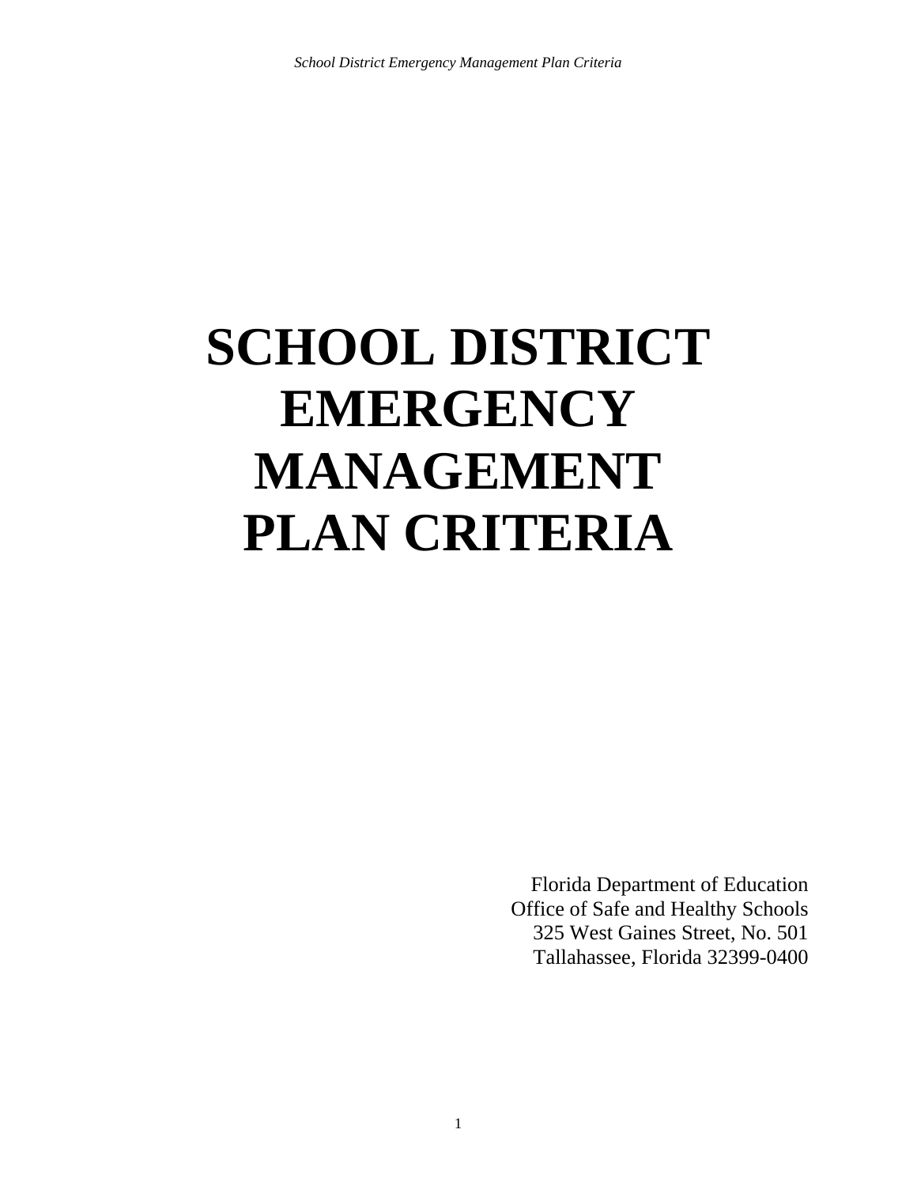# SCHOOL DISTRICT EMERGENCY MANAGEMENT PLAN CRITERIA

Florida Department of Education
Office of Safe and Healthy Schools
325 West Gaines Street, No. 501
Tallahassee, Florida 32399-0400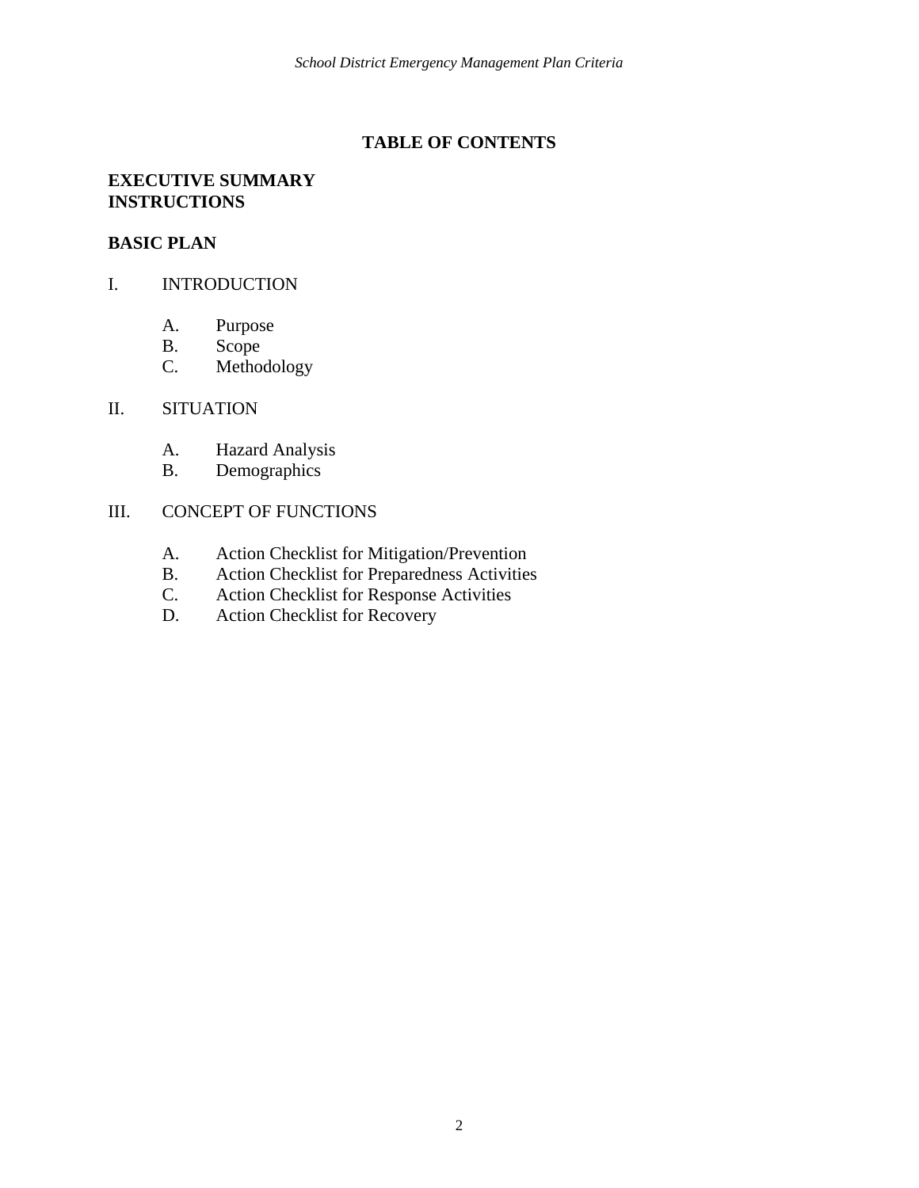# TABLE OF CONTENTS

**EXECUTIVE SUMMARY**
**INSTRUCTIONS**

**BASIC PLAN**

I. INTRODUCTION

- A. Purpose
- B. Scope
- C. Methodology

II. SITUATION

- A. Hazard Analysis
- B. Demographics

III. CONCEPT OF FUNCTIONS

- A. Action Checklist for Mitigation/Prevention
- B. Action Checklist for Preparedness Activities
- C. Action Checklist for Response Activities
- D. Action Checklist for Recovery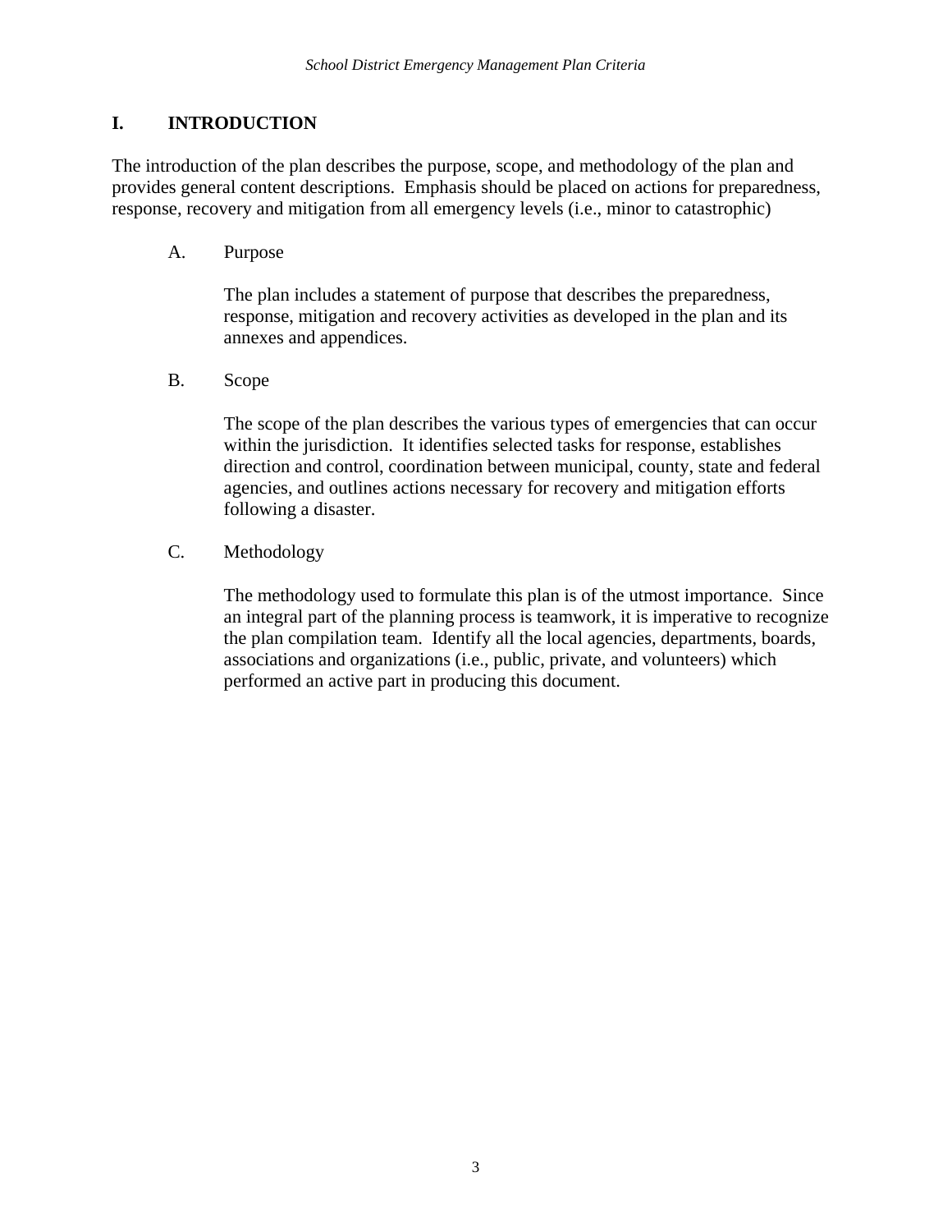# I. INTRODUCTION

The introduction of the plan describes the purpose, scope, and methodology of the plan and provides general content descriptions. Emphasis should be placed on actions for preparedness, response, recovery and mitigation from all emergency levels (i.e., minor to catastrophic)

## A. Purpose

The plan includes a statement of purpose that describes the preparedness, response, mitigation and recovery activities as developed in the plan and its annexes and appendices.

## B. Scope

The scope of the plan describes the various types of emergencies that can occur within the jurisdiction. It identifies selected tasks for response, establishes direction and control, coordination between municipal, county, state and federal agencies, and outlines actions necessary for recovery and mitigation efforts following a disaster.

## C. Methodology

The methodology used to formulate this plan is of the utmost importance. Since an integral part of the planning process is teamwork, it is imperative to recognize the plan compilation team. Identify all the local agencies, departments, boards, associations and organizations (i.e., public, private, and volunteers) which performed an active part in producing this document.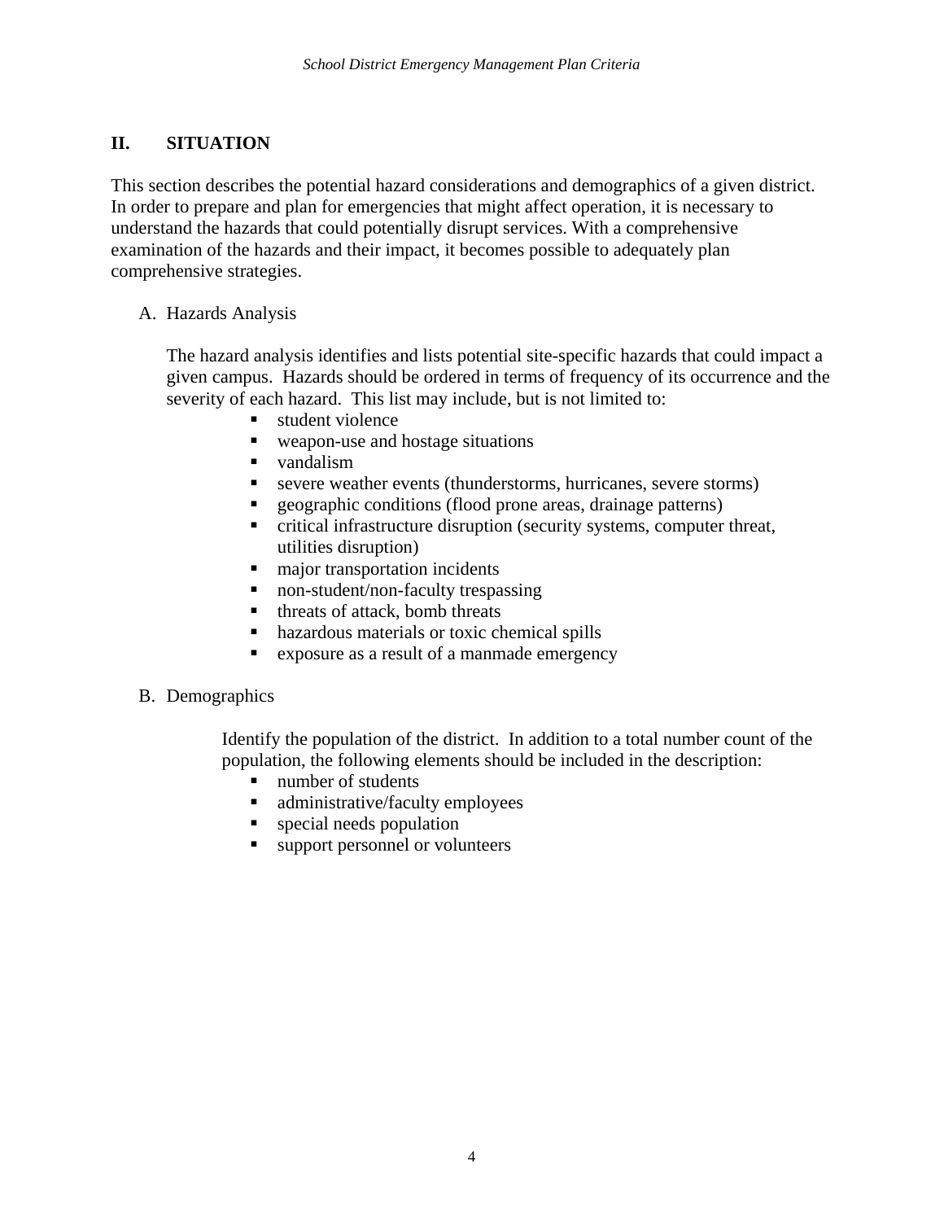## II. SITUATION

This section describes the potential hazard considerations and demographics of a given district. In order to prepare and plan for emergencies that might affect operation, it is necessary to understand the hazards that could potentially disrupt services. With a comprehensive examination of the hazards and their impact, it becomes possible to adequately plan comprehensive strategies.

### A. Hazards Analysis

The hazard analysis identifies and lists potential site-specific hazards that could impact a given campus. Hazards should be ordered in terms of frequency of its occurrence and the severity of each hazard. This list may include, but is not limited to:

- student violence
- weapon-use and hostage situations
- vandalism
- severe weather events (thunderstorms, hurricanes, severe storms)
- geographic conditions (flood prone areas, drainage patterns)
- critical infrastructure disruption (security systems, computer threat, utilities disruption)
- major transportation incidents
- non-student/non-faculty trespassing
- threats of attack, bomb threats
- hazardous materials or toxic chemical spills
- exposure as a result of a manmade emergency

### B. Demographics

Identify the population of the district. In addition to a total number count of the population, the following elements should be included in the description:

- number of students
- administrative/faculty employees
- special needs population
- support personnel or volunteers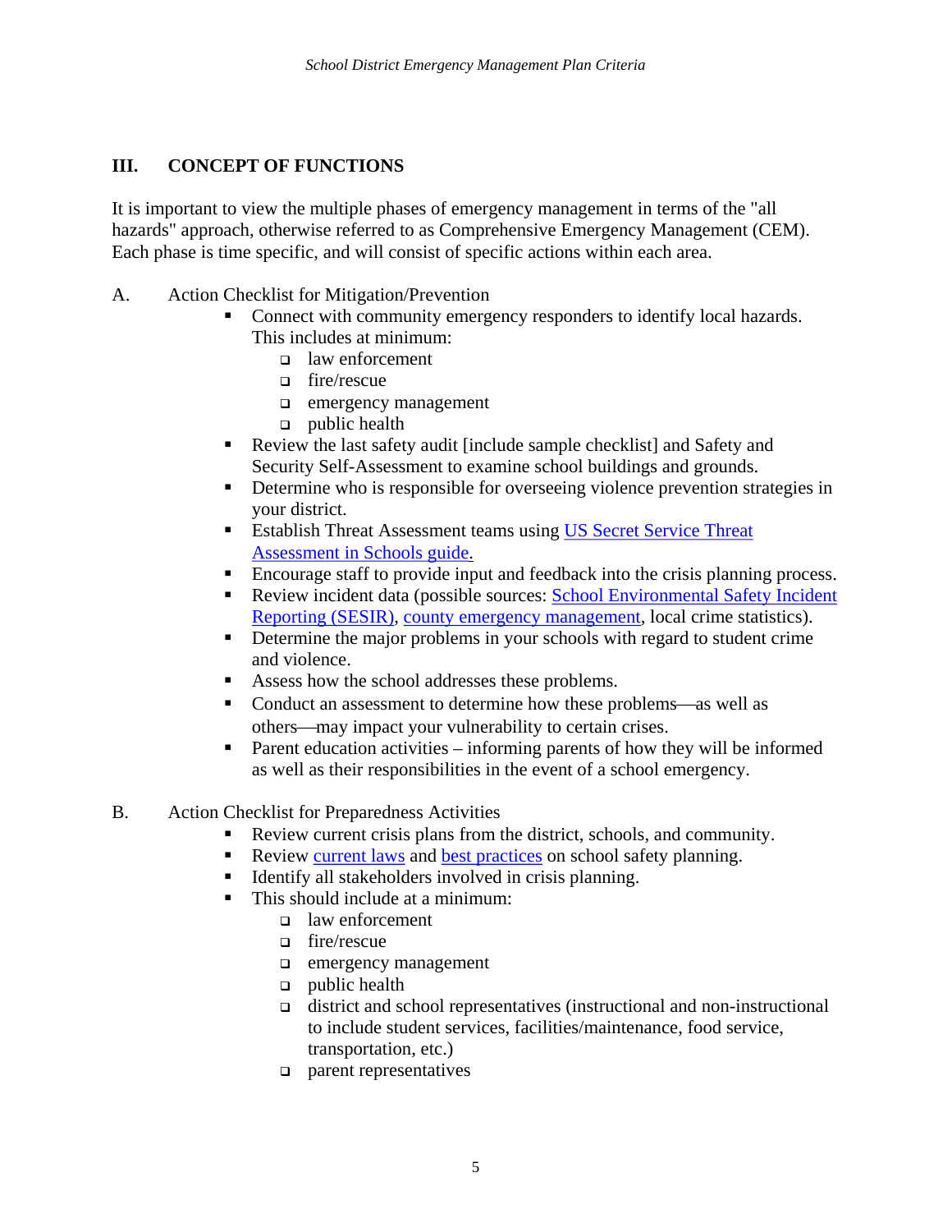## III. CONCEPT OF FUNCTIONS

It is important to view the multiple phases of emergency management in terms of the "all hazards" approach, otherwise referred to as Comprehensive Emergency Management (CEM). Each phase is time specific, and will consist of specific actions within each area.

A. Action Checklist for Mitigation/Prevention

- Connect with community emergency responders to identify local hazards. This includes at minimum:
  - law enforcement
  - fire/rescue
  - emergency management
  - public health
- Review the last safety audit [include sample checklist] and Safety and Security Self-Assessment to examine school buildings and grounds.
- Determine who is responsible for overseeing violence prevention strategies in your district.
- Establish Threat Assessment teams using US Secret Service Threat Assessment in Schools guide.
- Encourage staff to provide input and feedback into the crisis planning process.
- Review incident data (possible sources: School Environmental Safety Incident Reporting (SESIR), county emergency management, local crime statistics).
- Determine the major problems in your schools with regard to student crime and violence.
- Assess how the school addresses these problems.
- Conduct an assessment to determine how these problems—as well as others—may impact your vulnerability to certain crises.
- Parent education activities – informing parents of how they will be informed as well as their responsibilities in the event of a school emergency.

B. Action Checklist for Preparedness Activities

- Review current crisis plans from the district, schools, and community.
- Review current laws and best practices on school safety planning.
- Identify all stakeholders involved in crisis planning.
- This should include at a minimum:
  - law enforcement
  - fire/rescue
  - emergency management
  - public health
  - district and school representatives (instructional and non-instructional to include student services, facilities/maintenance, food service, transportation, etc.)
  - parent representatives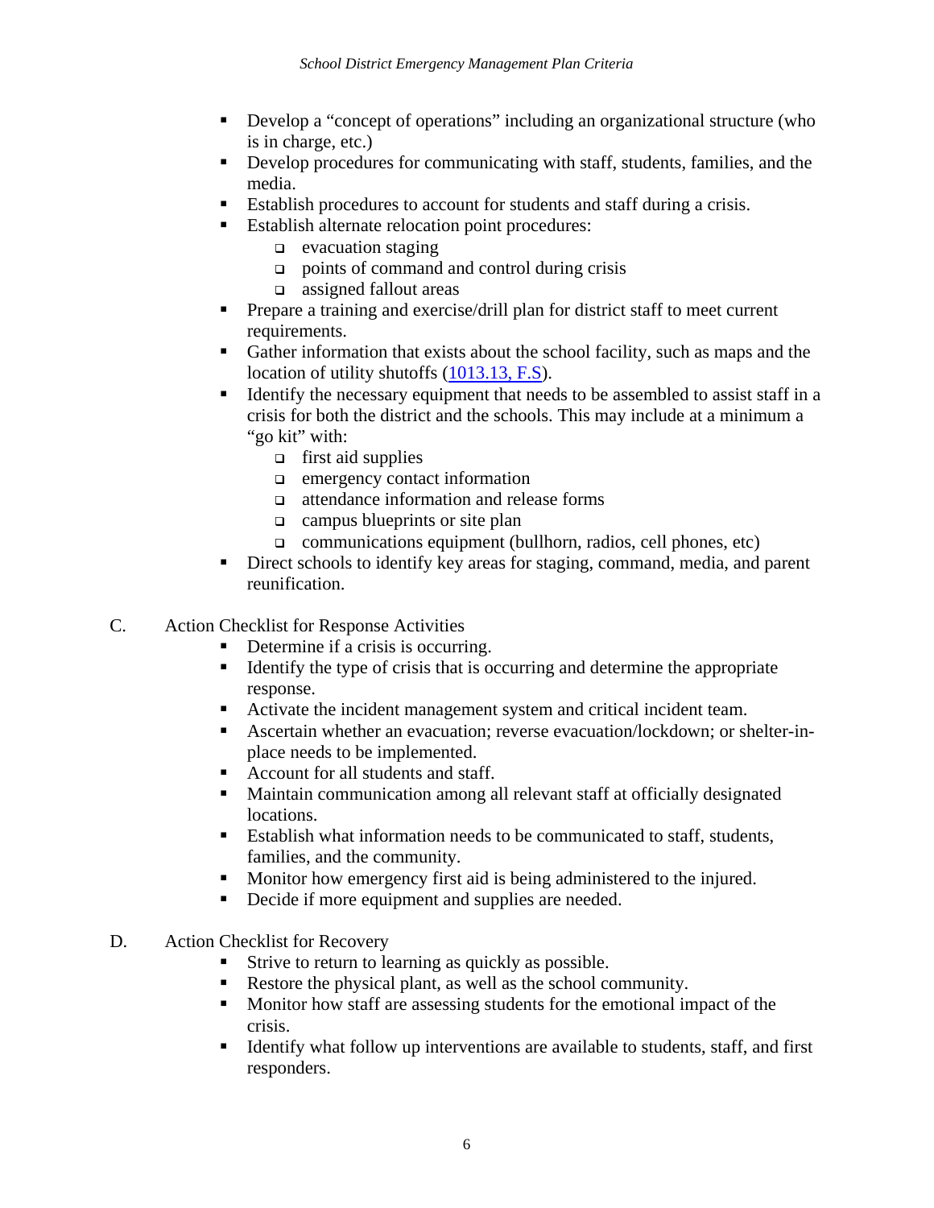- Develop a "concept of operations" including an organizational structure (who is in charge, etc.)
- Develop procedures for communicating with staff, students, families, and the media.
- Establish procedures to account for students and staff during a crisis.
- Establish alternate relocation point procedures:
  - evacuation staging
  - points of command and control during crisis
  - assigned fallout areas
- Prepare a training and exercise/drill plan for district staff to meet current requirements.
- Gather information that exists about the school facility, such as maps and the location of utility shutoffs (1013.13, F.S).
- Identify the necessary equipment that needs to be assembled to assist staff in a crisis for both the district and the schools. This may include at a minimum a "go kit" with:
  - first aid supplies
  - emergency contact information
  - attendance information and release forms
  - campus blueprints or site plan
  - communications equipment (bullhorn, radios, cell phones, etc)
- Direct schools to identify key areas for staging, command, media, and parent reunification.

C. Action Checklist for Response Activities

- Determine if a crisis is occurring.
- Identify the type of crisis that is occurring and determine the appropriate response.
- Activate the incident management system and critical incident team.
- Ascertain whether an evacuation; reverse evacuation/lockdown; or shelter-in-place needs to be implemented.
- Account for all students and staff.
- Maintain communication among all relevant staff at officially designated locations.
- Establish what information needs to be communicated to staff, students, families, and the community.
- Monitor how emergency first aid is being administered to the injured.
- Decide if more equipment and supplies are needed.

D. Action Checklist for Recovery

- Strive to return to learning as quickly as possible.
- Restore the physical plant, as well as the school community.
- Monitor how staff are assessing students for the emotional impact of the crisis.
- Identify what follow up interventions are available to students, staff, and first responders.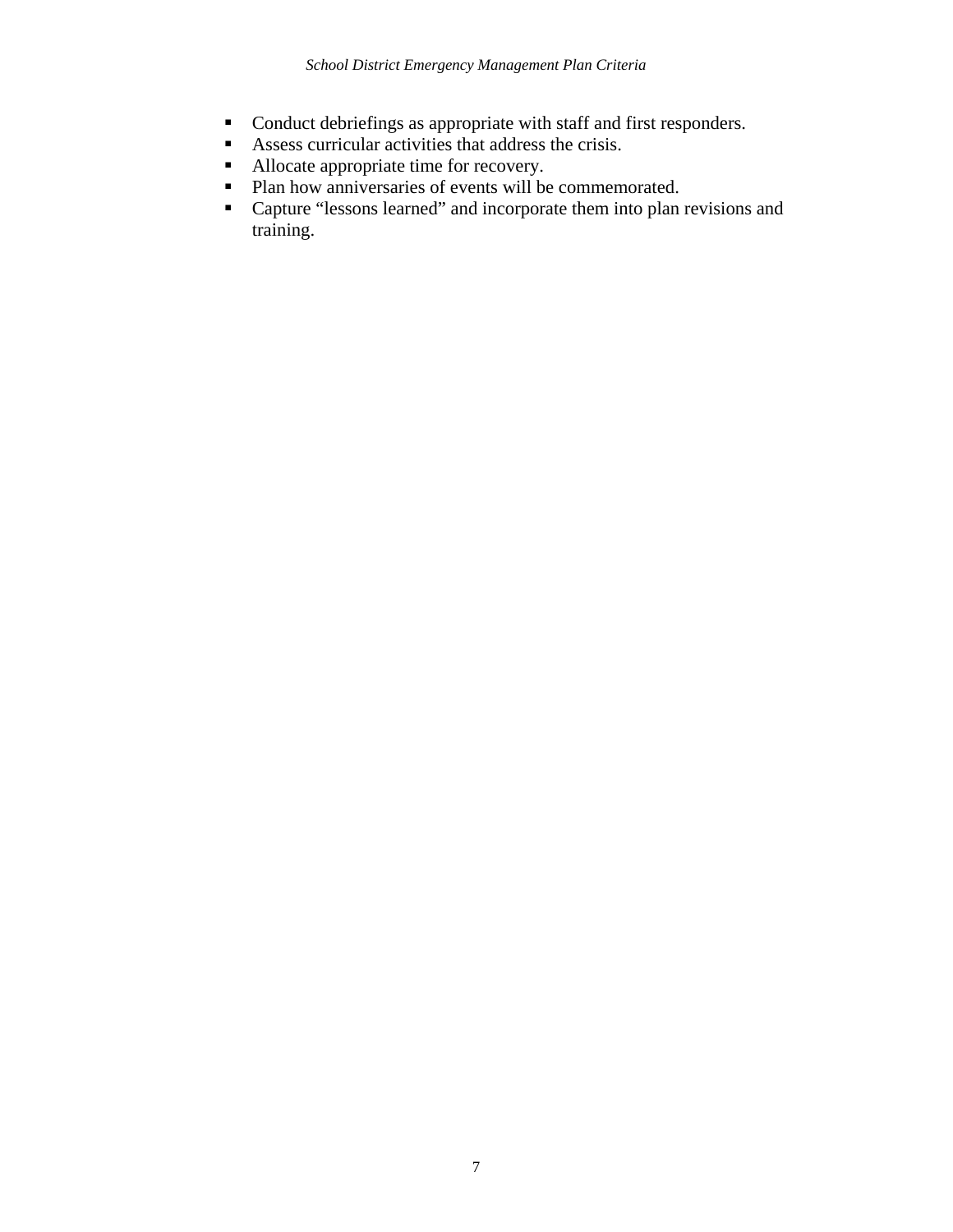- Conduct debriefings as appropriate with staff and first responders.
- Assess curricular activities that address the crisis.
- Allocate appropriate time for recovery.
- Plan how anniversaries of events will be commemorated.
- Capture “lessons learned” and incorporate them into plan revisions and training.